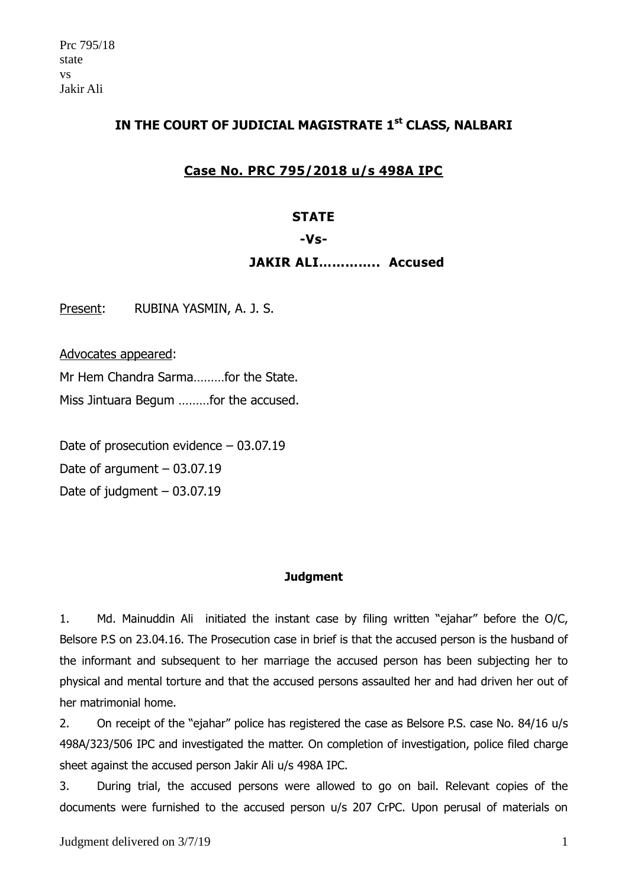Prc 795/18
state
vs
Jakir Ali

## IN THE COURT OF JUDICIAL MAGISTRATE 1[st] CLASS, NALBARI

### Case No. PRC 795/2018 u/s 498A IPC

**STATE**

**-Vs-**

**JAKIR ALI…………. Accused**

Present: RUBINA YASMIN, A. J. S.

Advocates appeared:

Mr Hem Chandra Sarma………for the State.

Miss Jintuara Begum ………for the accused.

Date of prosecution evidence – 03.07.19

Date of argument – 03.07.19

Date of judgment – 03.07.19

#### Judgment

1. Md. Mainuddin Ali initiated the instant case by filing written "ejahar" before the O/C, Belsore P.S on 23.04.16. The Prosecution case in brief is that the accused person is the husband of the informant and subsequent to her marriage the accused person has been subjecting her to physical and mental torture and that the accused persons assaulted her and had driven her out of her matrimonial home.

2. On receipt of the "ejahar" police has registered the case as Belsore P.S. case No. 84/16 u/s 498A/323/506 IPC and investigated the matter. On completion of investigation, police filed charge sheet against the accused person Jakir Ali u/s 498A IPC.

3. During trial, the accused persons were allowed to go on bail. Relevant copies of the documents were furnished to the accused person u/s 207 CrPC. Upon perusal of materials on

Judgment delivered on 3/7/19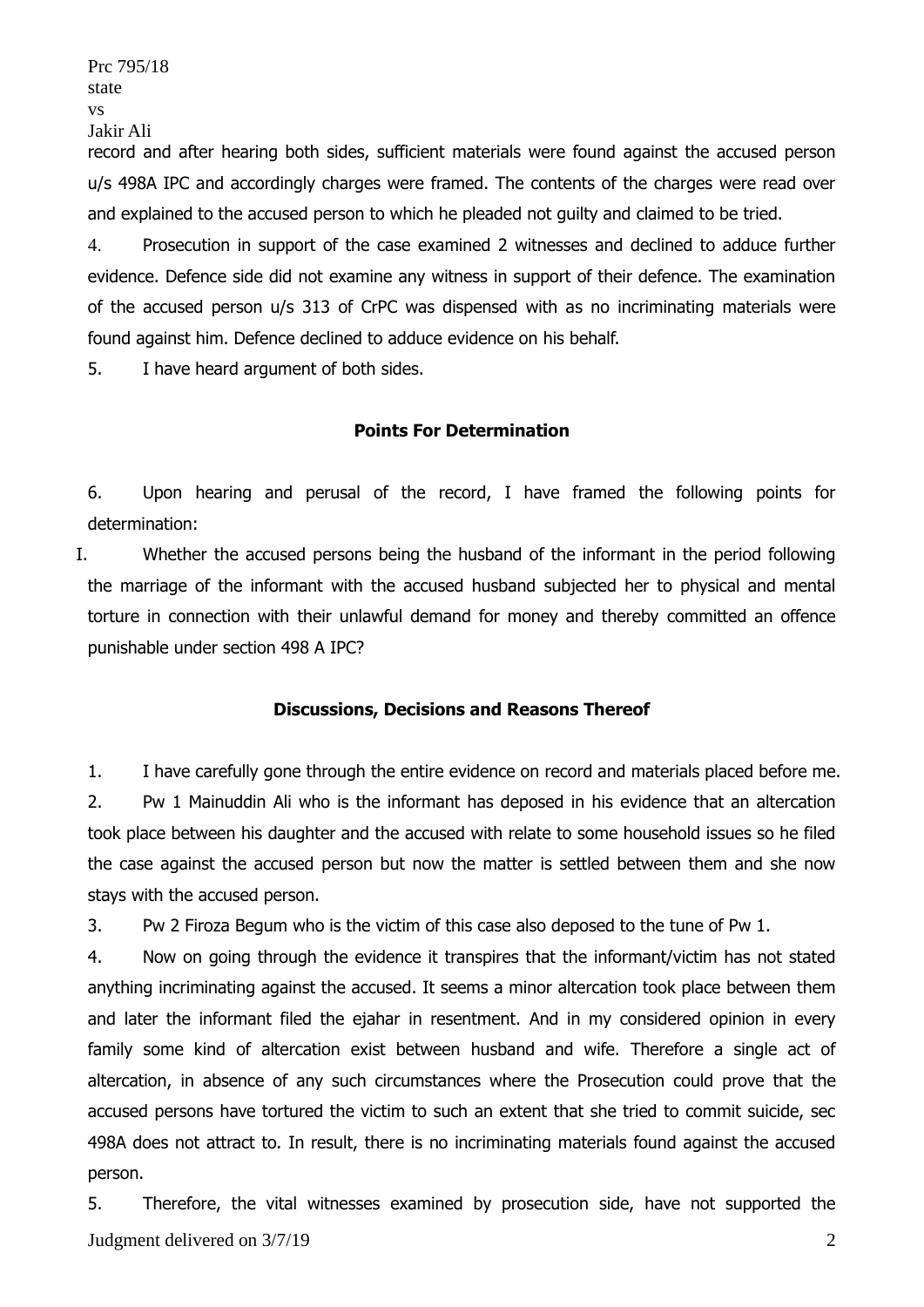record and after hearing both sides, sufficient materials were found against the accused person u/s 498A IPC and accordingly charges were framed. The contents of the charges were read over and explained to the accused person to which he pleaded not guilty and claimed to be tried.

4. Prosecution in support of the case examined 2 witnesses and declined to adduce further evidence. Defence side did not examine any witness in support of their defence. The examination of the accused person u/s 313 of CrPC was dispensed with as no incriminating materials were found against him. Defence declined to adduce evidence on his behalf.

5. I have heard argument of both sides.

### Points For Determination

6. Upon hearing and perusal of the record, I have framed the following points for determination:

I. Whether the accused persons being the husband of the informant in the period following the marriage of the informant with the accused husband subjected her to physical and mental torture in connection with their unlawful demand for money and thereby committed an offence punishable under section 498 A IPC?

### Discussions, Decisions and Reasons Thereof

1. I have carefully gone through the entire evidence on record and materials placed before me.

2. Pw 1 Mainuddin Ali who is the informant has deposed in his evidence that an altercation took place between his daughter and the accused with relate to some household issues so he filed the case against the accused person but now the matter is settled between them and she now stays with the accused person.

3. Pw 2 Firoza Begum who is the victim of this case also deposed to the tune of Pw 1.

4. Now on going through the evidence it transpires that the informant/victim has not stated anything incriminating against the accused. It seems a minor altercation took place between them and later the informant filed the ejahar in resentment. And in my considered opinion in every family some kind of altercation exist between husband and wife. Therefore a single act of altercation, in absence of any such circumstances where the Prosecution could prove that the accused persons have tortured the victim to such an extent that she tried to commit suicide, sec 498A does not attract to. In result, there is no incriminating materials found against the accused person.

5. Therefore, the vital witnesses examined by prosecution side, have not supported the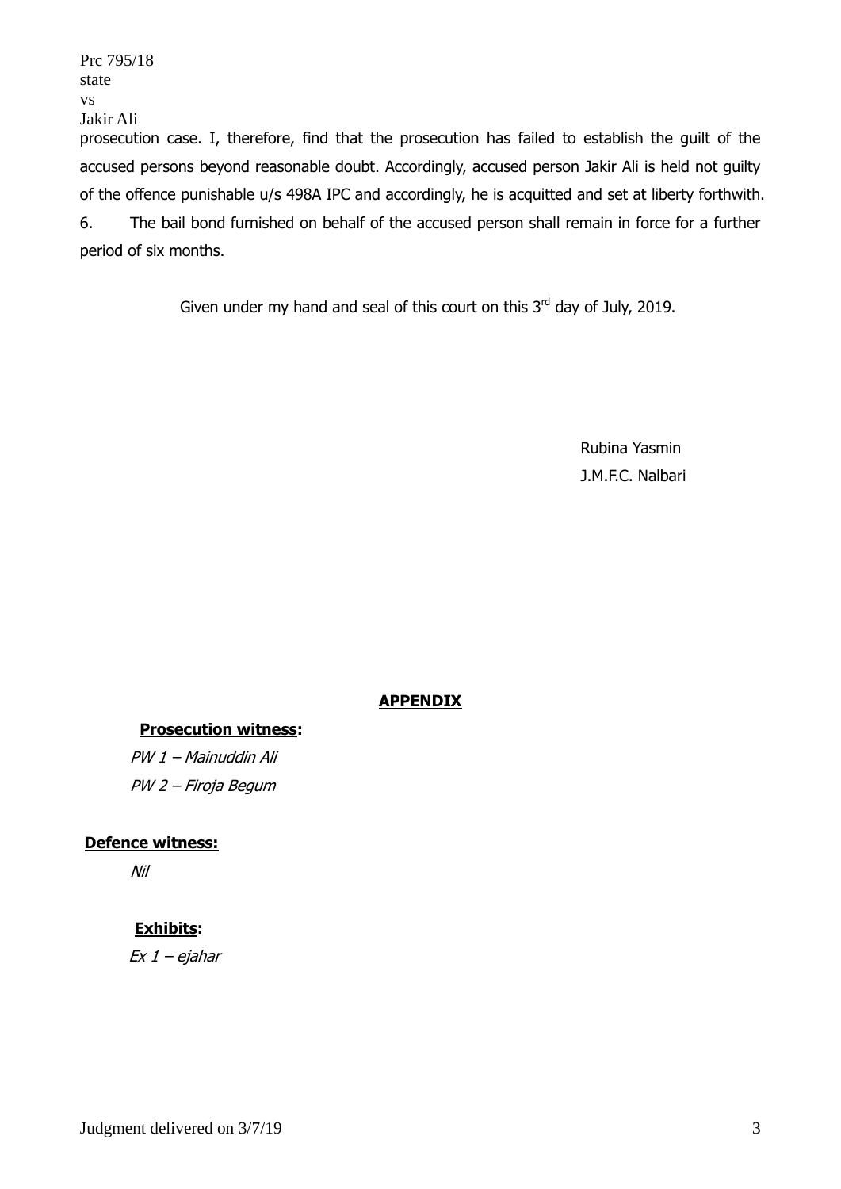prosecution case. I, therefore, find that the prosecution has failed to establish the guilt of the accused persons beyond reasonable doubt. Accordingly, accused person Jakir Ali is held not guilty of the offence punishable u/s 498A IPC and accordingly, he is acquitted and set at liberty forthwith.

6. The bail bond furnished on behalf of the accused person shall remain in force for a further period of six months.

Given under my hand and seal of this court on this 3rd day of July, 2019.

Rubina Yasmin
J.M.F.C. Nalbari

## APPENDIX

**Prosecution witness:**

*PW 1 – Mainuddin Ali*

*PW 2 – Firoja Begum*

**Defence witness:**

*Nil*

**Exhibits:**

*Ex 1 – ejahar*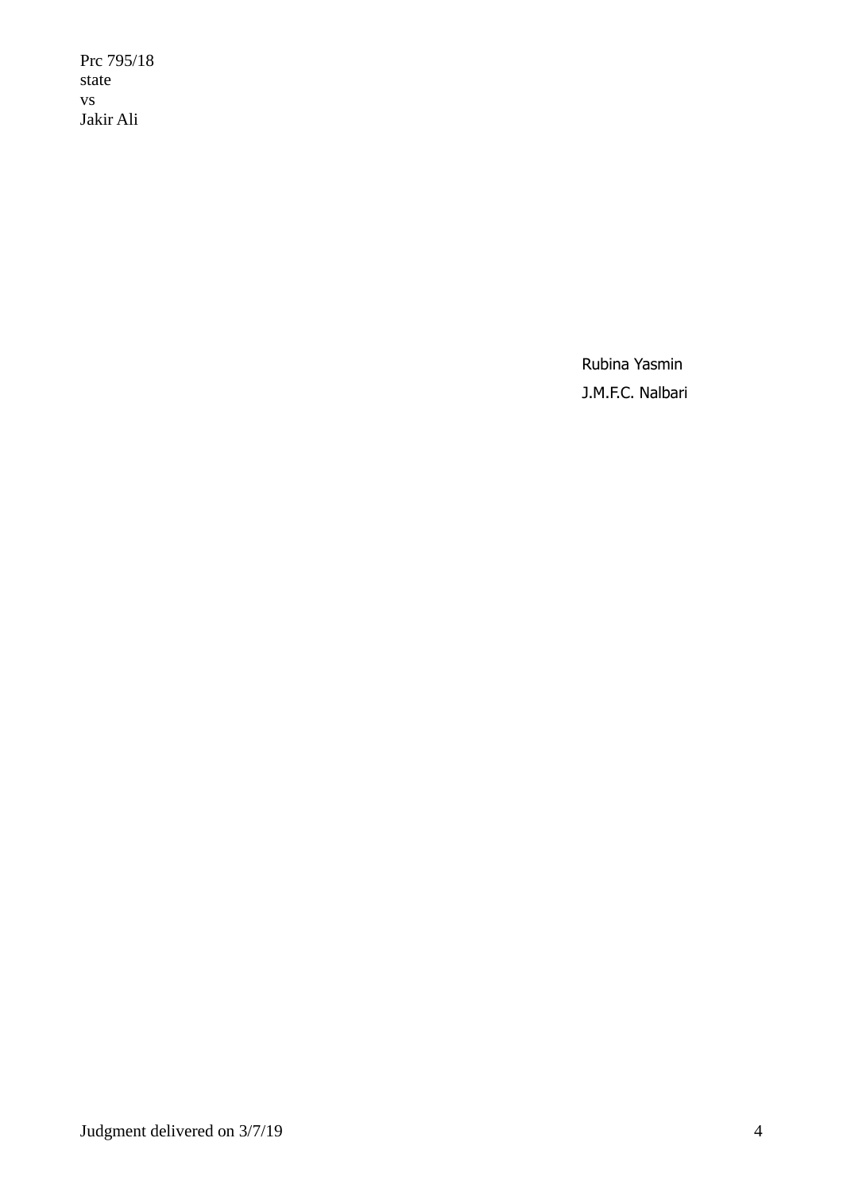Rubina Yasmin

J.M.F.C. Nalbari